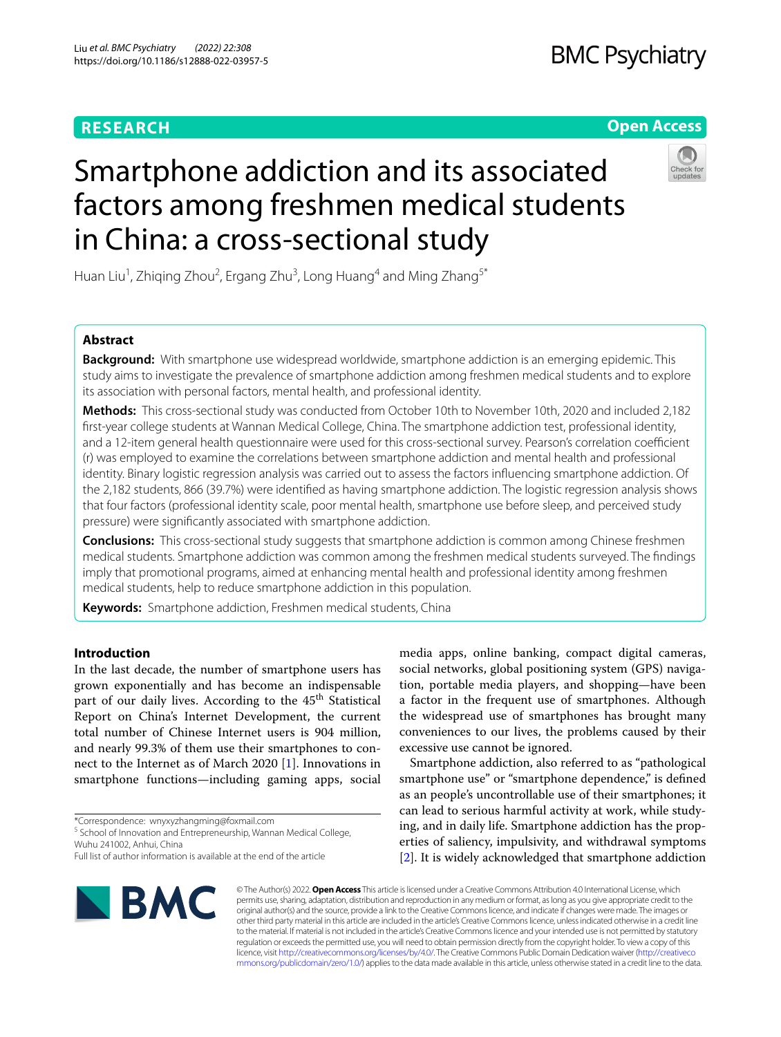RESEARCH

Open Access

# Smartphone addiction and its associated factors among freshmen medical students in China: a cross-sectional study

Huan Liu[1], Zhiqing Zhou[2], Ergang Zhu[3], Long Huang[4] and Ming Zhang[5*]

## Abstract

**Background:** With smartphone use widespread worldwide, smartphone addiction is an emerging epidemic. This study aims to investigate the prevalence of smartphone addiction among freshmen medical students and to explore its association with personal factors, mental health, and professional identity.

**Methods:** This cross-sectional study was conducted from October 10th to November 10th, 2020 and included 2,182 first-year college students at Wannan Medical College, China. The smartphone addiction test, professional identity, and a 12-item general health questionnaire were used for this cross-sectional survey. Pearson's correlation coefficient (r) was employed to examine the correlations between smartphone addiction and mental health and professional identity. Binary logistic regression analysis was carried out to assess the factors influencing smartphone addiction. Of the 2,182 students, 866 (39.7%) were identified as having smartphone addiction. The logistic regression analysis shows that four factors (professional identity scale, poor mental health, smartphone use before sleep, and perceived study pressure) were significantly associated with smartphone addiction.

**Conclusions:** This cross-sectional study suggests that smartphone addiction is common among Chinese freshmen medical students. Smartphone addiction was common among the freshmen medical students surveyed. The findings imply that promotional programs, aimed at enhancing mental health and professional identity among freshmen medical students, help to reduce smartphone addiction in this population.

**Keywords:** Smartphone addiction, Freshmen medical students, China

## Introduction

In the last decade, the number of smartphone users has grown exponentially and has become an indispensable part of our daily lives. According to the 45th Statistical Report on China's Internet Development, the current total number of Chinese Internet users is 904 million, and nearly 99.3% of them use their smartphones to connect to the Internet as of March 2020 [1]. Innovations in smartphone functions—including gaming apps, social media apps, online banking, compact digital cameras, social networks, global positioning system (GPS) navigation, portable media players, and shopping—have been a factor in the frequent use of smartphones. Although the widespread use of smartphones has brought many conveniences to our lives, the problems caused by their excessive use cannot be ignored.

Smartphone addiction, also referred to as "pathological smartphone use" or "smartphone dependence," is defined as an people's uncontrollable use of their smartphones; it can lead to serious harmful activity at work, while studying, and in daily life. Smartphone addiction has the properties of saliency, impulsivity, and withdrawal symptoms [2]. It is widely acknowledged that smartphone addiction

*Correspondence: wnyxyzhangming@foxmail.com

[5] School of Innovation and Entrepreneurship, Wannan Medical College, Wuhu 241002, Anhui, China

Full list of author information is available at the end of the article

© The Author(s) 2022. **Open Access** This article is licensed under a Creative Commons Attribution 4.0 International License, which permits use, sharing, adaptation, distribution and reproduction in any medium or format, as long as you give appropriate credit to the original author(s) and the source, provide a link to the Creative Commons licence, and indicate if changes were made. The images or other third party material in this article are included in the article's Creative Commons licence, unless indicated otherwise in a credit line to the material. If material is not included in the article's Creative Commons licence and your intended use is not permitted by statutory regulation or exceeds the permitted use, you will need to obtain permission directly from the copyright holder. To view a copy of this licence, visit http://creativecommons.org/licenses/by/4.0/. The Creative Commons Public Domain Dedication waiver (http://creativecommons.org/publicdomain/zero/1.0/) applies to the data made available in this article, unless otherwise stated in a credit line to the data.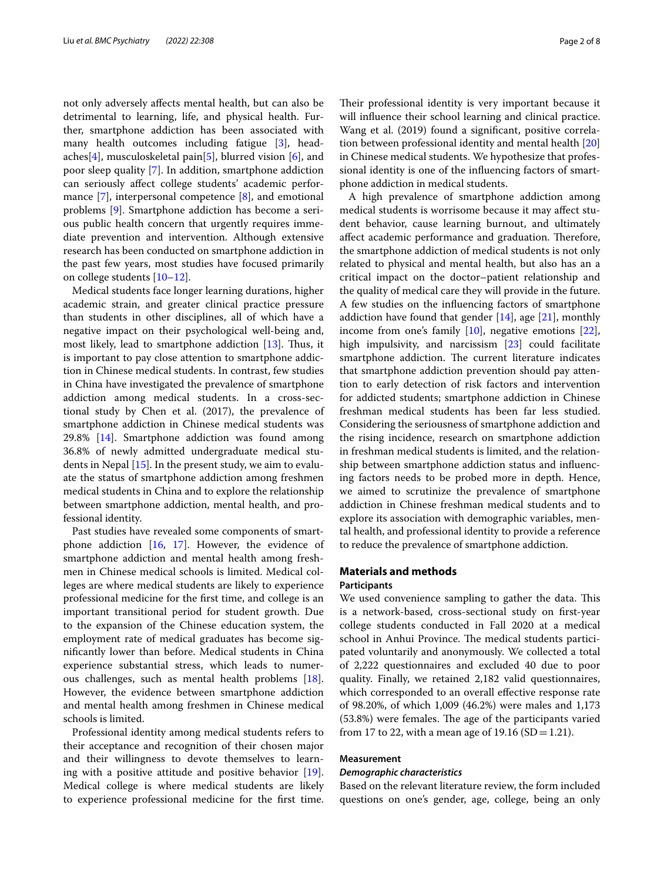not only adversely affects mental health, but can also be detrimental to learning, life, and physical health. Further, smartphone addiction has been associated with many health outcomes including fatigue [3], headaches[4], musculoskeletal pain[5], blurred vision [6], and poor sleep quality [7]. In addition, smartphone addiction can seriously affect college students' academic performance [7], interpersonal competence [8], and emotional problems [9]. Smartphone addiction has become a serious public health concern that urgently requires immediate prevention and intervention. Although extensive research has been conducted on smartphone addiction in the past few years, most studies have focused primarily on college students [10–12].

Medical students face longer learning durations, higher academic strain, and greater clinical practice pressure than students in other disciplines, all of which have a negative impact on their psychological well-being and, most likely, lead to smartphone addiction [13]. Thus, it is important to pay close attention to smartphone addiction in Chinese medical students. In contrast, few studies in China have investigated the prevalence of smartphone addiction among medical students. In a cross-sectional study by Chen et al. (2017), the prevalence of smartphone addiction in Chinese medical students was 29.8% [14]. Smartphone addiction was found among 36.8% of newly admitted undergraduate medical students in Nepal [15]. In the present study, we aim to evaluate the status of smartphone addiction among freshmen medical students in China and to explore the relationship between smartphone addiction, mental health, and professional identity.

Past studies have revealed some components of smartphone addiction [16, 17]. However, the evidence of smartphone addiction and mental health among freshmen in Chinese medical schools is limited. Medical colleges are where medical students are likely to experience professional medicine for the first time, and college is an important transitional period for student growth. Due to the expansion of the Chinese education system, the employment rate of medical graduates has become significantly lower than before. Medical students in China experience substantial stress, which leads to numerous challenges, such as mental health problems [18]. However, the evidence between smartphone addiction and mental health among freshmen in Chinese medical schools is limited.

Professional identity among medical students refers to their acceptance and recognition of their chosen major and their willingness to devote themselves to learning with a positive attitude and positive behavior [19]. Medical college is where medical students are likely to experience professional medicine for the first time. Their professional identity is very important because it will influence their school learning and clinical practice. Wang et al. (2019) found a significant, positive correlation between professional identity and mental health [20] in Chinese medical students. We hypothesize that professional identity is one of the influencing factors of smartphone addiction in medical students.

A high prevalence of smartphone addiction among medical students is worrisome because it may affect student behavior, cause learning burnout, and ultimately affect academic performance and graduation. Therefore, the smartphone addiction of medical students is not only related to physical and mental health, but also has an a critical impact on the doctor–patient relationship and the quality of medical care they will provide in the future. A few studies on the influencing factors of smartphone addiction have found that gender [14], age [21], monthly income from one's family [10], negative emotions [22], high impulsivity, and narcissism [23] could facilitate smartphone addiction. The current literature indicates that smartphone addiction prevention should pay attention to early detection of risk factors and intervention for addicted students; smartphone addiction in Chinese freshman medical students has been far less studied. Considering the seriousness of smartphone addiction and the rising incidence, research on smartphone addiction in freshman medical students is limited, and the relationship between smartphone addiction status and influencing factors needs to be probed more in depth. Hence, we aimed to scrutinize the prevalence of smartphone addiction in Chinese freshman medical students and to explore its association with demographic variables, mental health, and professional identity to provide a reference to reduce the prevalence of smartphone addiction.

## Materials and methods

### Participants

We used convenience sampling to gather the data. This is a network-based, cross-sectional study on first-year college students conducted in Fall 2020 at a medical school in Anhui Province. The medical students participated voluntarily and anonymously. We collected a total of 2,222 questionnaires and excluded 40 due to poor quality. Finally, we retained 2,182 valid questionnaires, which corresponded to an overall effective response rate of 98.20%, of which 1,009 (46.2%) were males and 1,173 (53.8%) were females. The age of the participants varied from 17 to 22, with a mean age of 19.16 (SD = 1.21).

### Measurement

#### *Demographic characteristics*

Based on the relevant literature review, the form included questions on one's gender, age, college, being an only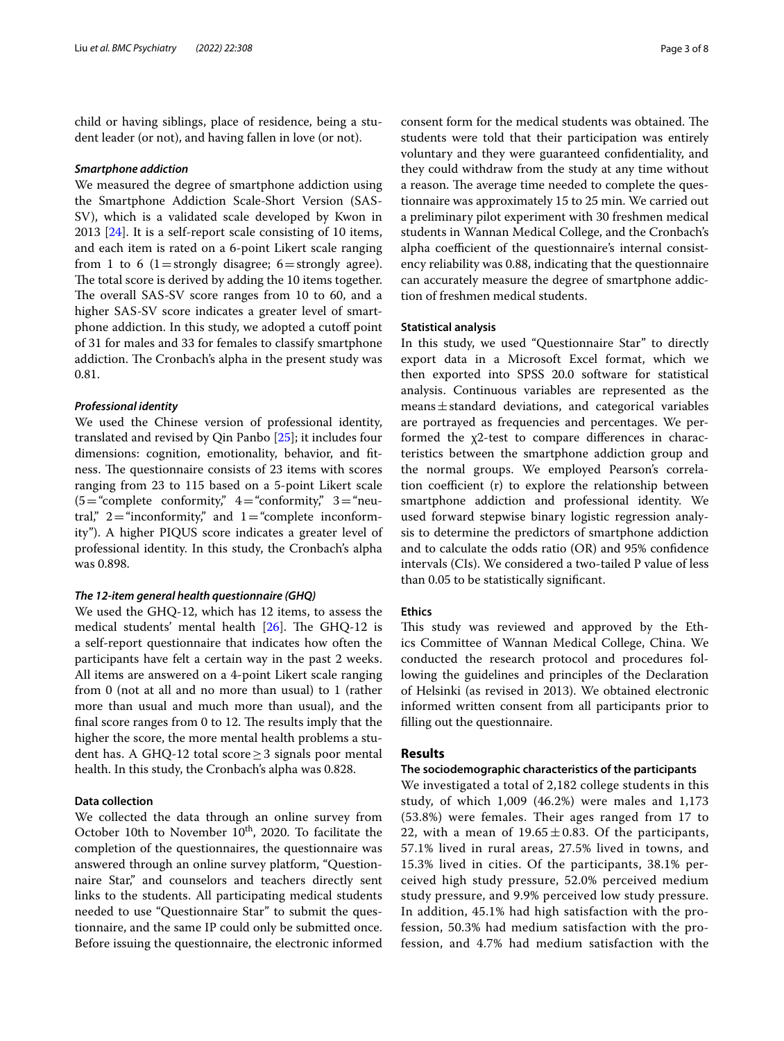child or having siblings, place of residence, being a student leader (or not), and having fallen in love (or not).

#### *Smartphone addiction*

We measured the degree of smartphone addiction using the Smartphone Addiction Scale-Short Version (SAS-SV), which is a validated scale developed by Kwon in 2013 [24]. It is a self-report scale consisting of 10 items, and each item is rated on a 6-point Likert scale ranging from 1 to 6 (1 = strongly disagree; 6 = strongly agree). The total score is derived by adding the 10 items together. The overall SAS-SV score ranges from 10 to 60, and a higher SAS-SV score indicates a greater level of smartphone addiction. In this study, we adopted a cutoff point of 31 for males and 33 for females to classify smartphone addiction. The Cronbach's alpha in the present study was 0.81.

#### *Professional identity*

We used the Chinese version of professional identity, translated and revised by Qin Panbo [25]; it includes four dimensions: cognition, emotionality, behavior, and fitness. The questionnaire consists of 23 items with scores ranging from 23 to 115 based on a 5-point Likert scale (5 = "complete conformity," 4 = "conformity," 3 = "neutral," 2 = "inconformity," and 1 = "complete inconformity"). A higher PIQUS score indicates a greater level of professional identity. In this study, the Cronbach's alpha was 0.898.

#### *The 12-item general health questionnaire (GHQ)*

We used the GHQ-12, which has 12 items, to assess the medical students' mental health [26]. The GHQ-12 is a self-report questionnaire that indicates how often the participants have felt a certain way in the past 2 weeks. All items are answered on a 4-point Likert scale ranging from 0 (not at all and no more than usual) to 1 (rather more than usual and much more than usual), and the final score ranges from 0 to 12. The results imply that the higher the score, the more mental health problems a student has. A GHQ-12 total score $\geq 3$ signals poor mental health. In this study, the Cronbach's alpha was 0.828.

### Data collection

We collected the data through an online survey from October 10th to November 10$^{th}$, 2020. To facilitate the completion of the questionnaires, the questionnaire was answered through an online survey platform, "Questionnaire Star," and counselors and teachers directly sent links to the students. All participating medical students needed to use "Questionnaire Star" to submit the questionnaire, and the same IP could only be submitted once. Before issuing the questionnaire, the electronic informed consent form for the medical students was obtained. The students were told that their participation was entirely voluntary and they were guaranteed confidentiality, and they could withdraw from the study at any time without a reason. The average time needed to complete the questionnaire was approximately 15 to 25 min. We carried out a preliminary pilot experiment with 30 freshmen medical students in Wannan Medical College, and the Cronbach's alpha coefficient of the questionnaire's internal consistency reliability was 0.88, indicating that the questionnaire can accurately measure the degree of smartphone addiction of freshmen medical students.

### Statistical analysis

In this study, we used "Questionnaire Star" to directly export data in a Microsoft Excel format, which we then exported into SPSS 20.0 software for statistical analysis. Continuous variables are represented as the means ± standard deviations, and categorical variables are portrayed as frequencies and percentages. We performed the $\chi 2$-test to compare differences in characteristics between the smartphone addiction group and the normal groups. We employed Pearson's correlation coefficient (r) to explore the relationship between smartphone addiction and professional identity. We used forward stepwise binary logistic regression analysis to determine the predictors of smartphone addiction and to calculate the odds ratio (OR) and 95% confidence intervals (CIs). We considered a two-tailed P value of less than 0.05 to be statistically significant.

### Ethics

This study was reviewed and approved by the Ethics Committee of Wannan Medical College, China. We conducted the research protocol and procedures following the guidelines and principles of the Declaration of Helsinki (as revised in 2013). We obtained electronic informed written consent from all participants prior to filling out the questionnaire.

## Results

### The sociodemographic characteristics of the participants

We investigated a total of 2,182 college students in this study, of which 1,009 (46.2%) were males and 1,173 (53.8%) were females. Their ages ranged from 17 to 22, with a mean of $19.65 \pm 0.83$. Of the participants, 57.1% lived in rural areas, 27.5% lived in towns, and 15.3% lived in cities. Of the participants, 38.1% perceived high study pressure, 52.0% perceived medium study pressure, and 9.9% perceived low study pressure. In addition, 45.1% had high satisfaction with the profession, 50.3% had medium satisfaction with the profession, and 4.7% had medium satisfaction with the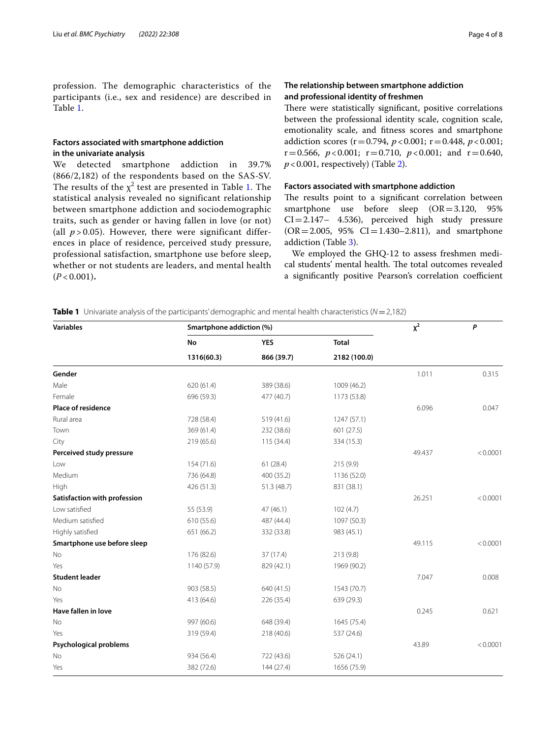profession. The demographic characteristics of the participants (i.e., sex and residence) are described in Table 1.

### Factors associated with smartphone addiction in the univariate analysis

We detected smartphone addiction in 39.7% (866/2,182) of the respondents based on the SAS-SV. The results of the $\chi^2$ test are presented in Table 1. The statistical analysis revealed no significant relationship between smartphone addiction and sociodemographic traits, such as gender or having fallen in love (or not) (all $p > 0.05$). However, there were significant differences in place of residence, perceived study pressure, professional satisfaction, smartphone use before sleep, whether or not students are leaders, and mental health ($P < 0.001$).

### The relationship between smartphone addiction and professional identity of freshmen

There were statistically significant, positive correlations between the professional identity scale, cognition scale, emotionality scale, and fitness scores and smartphone addiction scores ($r = 0.794$, $p < 0.001$; $r = 0.448$, $p < 0.001$; $r = 0.566$, $p < 0.001$; $r = 0.710$, $p < 0.001$; and $r = 0.640$, $p < 0.001$, respectively) (Table 2).

### Factors associated with smartphone addiction

The results point to a significant correlation between smartphone use before sleep (OR = 3.120, 95% CI = 2.147– 4.536), perceived high study pressure (OR = 2.005, 95% CI = 1.430–2.811), and smartphone addiction (Table 3).

We employed the GHQ-12 to assess freshmen medical students' mental health. The total outcomes revealed a significantly positive Pearson's correlation coefficient

**Table 1** Univariate analysis of the participants' demographic and mental health characteristics ($N = 2,182$)

| Variables | Smartphone addiction (%) | | | $\chi^2$ | *P* |
|---|---|---|---|---|---|
| | **No** | **YES** | **Total** | | |
| | **1316(60.3)** | **866 (39.7)** | **2182 (100.0)** | | |
| **Gender** | | | | 1.011 | 0.315 |
| Male | 620 (61.4) | 389 (38.6) | 1009 (46.2) | | |
| Female | 696 (59.3) | 477 (40.7) | 1173 (53.8) | | |
| **Place of residence** | | | | 6.096 | 0.047 |
| Rural area | 728 (58.4) | 519 (41.6) | 1247 (57.1) | | |
| Town | 369 (61.4) | 232 (38.6) | 601 (27.5) | | |
| City | 219 (65.6) | 115 (34.4) | 334 (15.3) | | |
| **Perceived study pressure** | | | | 49.437 | < 0.0001 |
| Low | 154 (71.6) | 61 (28.4) | 215 (9.9) | | |
| Medium | 736 (64.8) | 400 (35.2) | 1136 (52.0) | | |
| High | 426 (51.3) | 51.3 (48.7) | 831 (38.1) | | |
| **Satisfaction with profession** | | | | 26.251 | < 0.0001 |
| Low satisfied | 55 (53.9) | 47 (46.1) | 102 (4.7) | | |
| Medium satisfied | 610 (55.6) | 487 (44.4) | 1097 (50.3) | | |
| Highly satisfied | 651 (66.2) | 332 (33.8) | 983 (45.1) | | |
| **Smartphone use before sleep** | | | | 49.115 | < 0.0001 |
| No | 176 (82.6) | 37 (17.4) | 213 (9.8) | | |
| Yes | 1140 (57.9) | 829 (42.1) | 1969 (90.2) | | |
| **Student leader** | | | | 7.047 | 0.008 |
| No | 903 (58.5) | 640 (41.5) | 1543 (70.7) | | |
| Yes | 413 (64.6) | 226 (35.4) | 639 (29.3) | | |
| **Have fallen in love** | | | | 0.245 | 0.621 |
| No | 997 (60.6) | 648 (39.4) | 1645 (75.4) | | |
| Yes | 319 (59.4) | 218 (40.6) | 537 (24.6) | | |
| **Psychological problems** | | | | 43.89 | < 0.0001 |
| No | 934 (56.4) | 722 (43.6) | 526 (24.1) | | |
| Yes | 382 (72.6) | 144 (27.4) | 1656 (75.9) | | |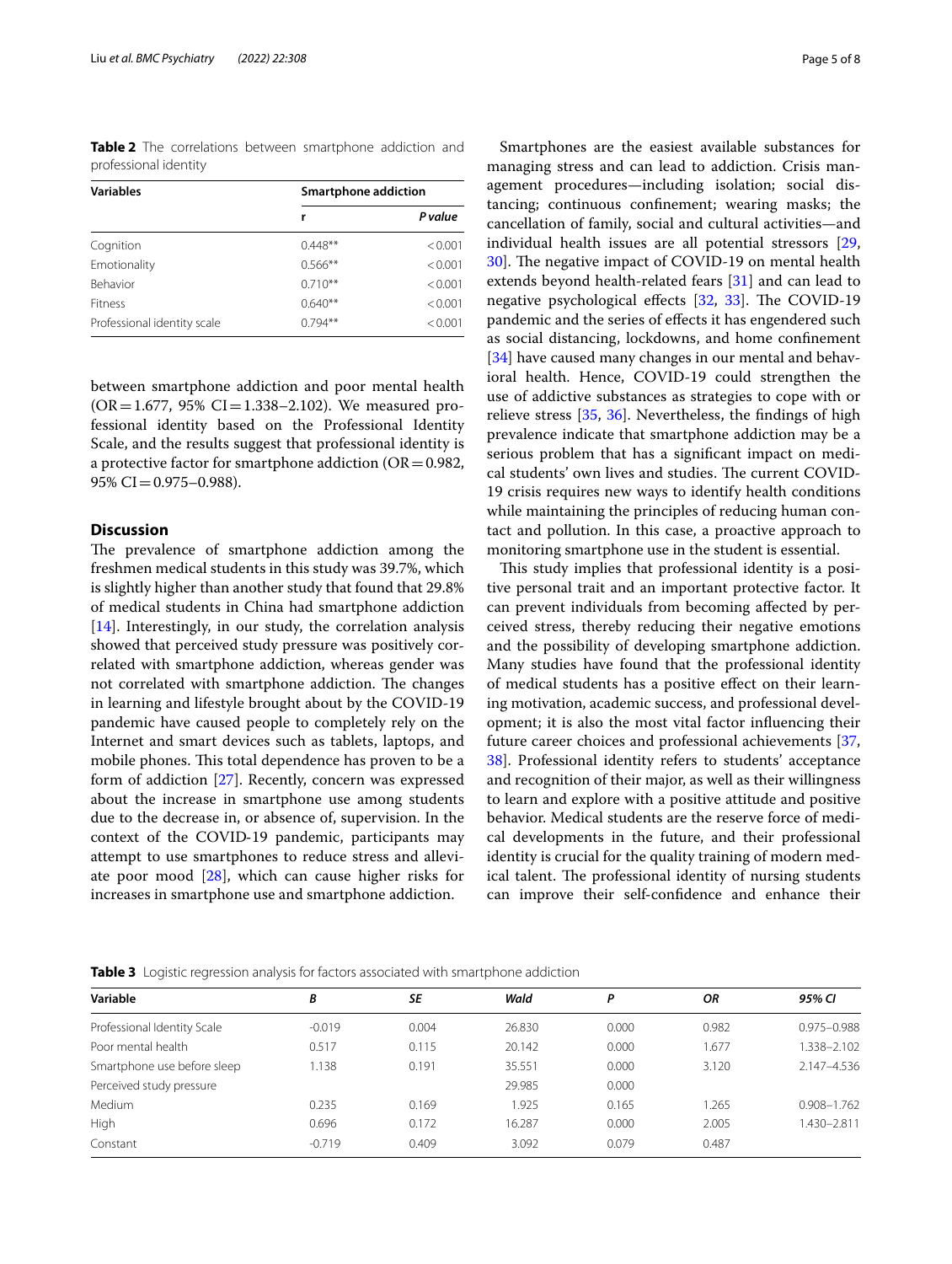**Table 2** The correlations between smartphone addiction and professional identity

| Variables | Smartphone addiction | |
|---|---|---|
| | r | *P value* |
| Cognition | 0.448** | < 0.001 |
| Emotionality | 0.566** | < 0.001 |
| Behavior | 0.710** | < 0.001 |
| Fitness | 0.640** | < 0.001 |
| Professional identity scale | 0.794** | < 0.001 |

between smartphone addiction and poor mental health (OR = 1.677, 95% CI = 1.338–2.102). We measured professional identity based on the Professional Identity Scale, and the results suggest that professional identity is a protective factor for smartphone addiction (OR = 0.982, 95% CI = 0.975–0.988).

## Discussion

The prevalence of smartphone addiction among the freshmen medical students in this study was 39.7%, which is slightly higher than another study that found that 29.8% of medical students in China had smartphone addiction [14]. Interestingly, in our study, the correlation analysis showed that perceived study pressure was positively correlated with smartphone addiction, whereas gender was not correlated with smartphone addiction. The changes in learning and lifestyle brought about by the COVID-19 pandemic have caused people to completely rely on the Internet and smart devices such as tablets, laptops, and mobile phones. This total dependence has proven to be a form of addiction [27]. Recently, concern was expressed about the increase in smartphone use among students due to the decrease in, or absence of, supervision. In the context of the COVID-19 pandemic, participants may attempt to use smartphones to reduce stress and alleviate poor mood [28], which can cause higher risks for increases in smartphone use and smartphone addiction.

Smartphones are the easiest available substances for managing stress and can lead to addiction. Crisis management procedures—including isolation; social distancing; continuous confinement; wearing masks; the cancellation of family, social and cultural activities—and individual health issues are all potential stressors [29, 30]. The negative impact of COVID-19 on mental health extends beyond health-related fears [31] and can lead to negative psychological effects [32, 33]. The COVID-19 pandemic and the series of effects it has engendered such as social distancing, lockdowns, and home confinement [34] have caused many changes in our mental and behavioral health. Hence, COVID-19 could strengthen the use of addictive substances as strategies to cope with or relieve stress [35, 36]. Nevertheless, the findings of high prevalence indicate that smartphone addiction may be a serious problem that has a significant impact on medical students' own lives and studies. The current COVID-19 crisis requires new ways to identify health conditions while maintaining the principles of reducing human contact and pollution. In this case, a proactive approach to monitoring smartphone use in the student is essential.

This study implies that professional identity is a positive personal trait and an important protective factor. It can prevent individuals from becoming affected by perceived stress, thereby reducing their negative emotions and the possibility of developing smartphone addiction. Many studies have found that the professional identity of medical students has a positive effect on their learning motivation, academic success, and professional development; it is also the most vital factor influencing their future career choices and professional achievements [37, 38]. Professional identity refers to students' acceptance and recognition of their major, as well as their willingness to learn and explore with a positive attitude and positive behavior. Medical students are the reserve force of medical developments in the future, and their professional identity is crucial for the quality training of modern medical talent. The professional identity of nursing students can improve their self-confidence and enhance their

**Table 3** Logistic regression analysis for factors associated with smartphone addiction

| Variable | *B* | *SE* | *Wald* | *P* | *OR* | *95% CI* |
|---|---|---|---|---|---|---|
| Professional Identity Scale | -0.019 | 0.004 | 26.830 | 0.000 | 0.982 | 0.975–0.988 |
| Poor mental health | 0.517 | 0.115 | 20.142 | 0.000 | 1.677 | 1.338–2.102 |
| Smartphone use before sleep | 1.138 | 0.191 | 35.551 | 0.000 | 3.120 | 2.147–4.536 |
| Perceived study pressure | | | 29.985 | 0.000 | | |
| Medium | 0.235 | 0.169 | 1.925 | 0.165 | 1.265 | 0.908–1.762 |
| High | 0.696 | 0.172 | 16.287 | 0.000 | 2.005 | 1.430–2.811 |
| Constant | -0.719 | 0.409 | 3.092 | 0.079 | 0.487 | |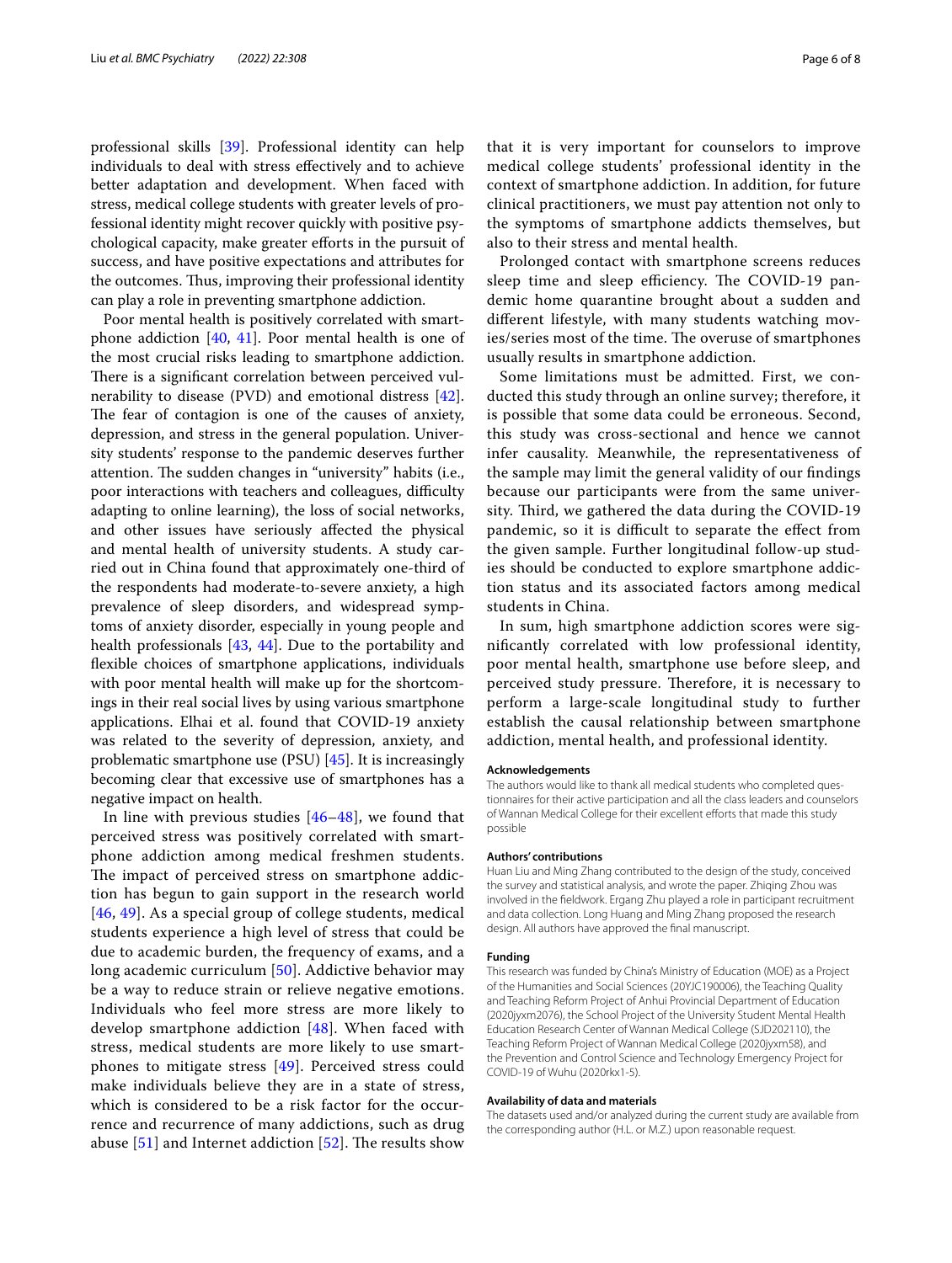professional skills [39]. Professional identity can help individuals to deal with stress effectively and to achieve better adaptation and development. When faced with stress, medical college students with greater levels of professional identity might recover quickly with positive psychological capacity, make greater efforts in the pursuit of success, and have positive expectations and attributes for the outcomes. Thus, improving their professional identity can play a role in preventing smartphone addiction.

Poor mental health is positively correlated with smartphone addiction [40, 41]. Poor mental health is one of the most crucial risks leading to smartphone addiction. There is a significant correlation between perceived vulnerability to disease (PVD) and emotional distress [42]. The fear of contagion is one of the causes of anxiety, depression, and stress in the general population. University students' response to the pandemic deserves further attention. The sudden changes in "university" habits (i.e., poor interactions with teachers and colleagues, difficulty adapting to online learning), the loss of social networks, and other issues have seriously affected the physical and mental health of university students. A study carried out in China found that approximately one-third of the respondents had moderate-to-severe anxiety, a high prevalence of sleep disorders, and widespread symptoms of anxiety disorder, especially in young people and health professionals [43, 44]. Due to the portability and flexible choices of smartphone applications, individuals with poor mental health will make up for the shortcomings in their real social lives by using various smartphone applications. Elhai et al. found that COVID-19 anxiety was related to the severity of depression, anxiety, and problematic smartphone use (PSU) [45]. It is increasingly becoming clear that excessive use of smartphones has a negative impact on health.

In line with previous studies [46–48], we found that perceived stress was positively correlated with smartphone addiction among medical freshmen students. The impact of perceived stress on smartphone addiction has begun to gain support in the research world [46, 49]. As a special group of college students, medical students experience a high level of stress that could be due to academic burden, the frequency of exams, and a long academic curriculum [50]. Addictive behavior may be a way to reduce strain or relieve negative emotions. Individuals who feel more stress are more likely to develop smartphone addiction [48]. When faced with stress, medical students are more likely to use smartphones to mitigate stress [49]. Perceived stress could make individuals believe they are in a state of stress, which is considered to be a risk factor for the occurrence and recurrence of many addictions, such as drug abuse [51] and Internet addiction [52]. The results show that it is very important for counselors to improve medical college students' professional identity in the context of smartphone addiction. In addition, for future clinical practitioners, we must pay attention not only to the symptoms of smartphone addicts themselves, but also to their stress and mental health.

Prolonged contact with smartphone screens reduces sleep time and sleep efficiency. The COVID-19 pandemic home quarantine brought about a sudden and different lifestyle, with many students watching movies/series most of the time. The overuse of smartphones usually results in smartphone addiction.

Some limitations must be admitted. First, we conducted this study through an online survey; therefore, it is possible that some data could be erroneous. Second, this study was cross-sectional and hence we cannot infer causality. Meanwhile, the representativeness of the sample may limit the general validity of our findings because our participants were from the same university. Third, we gathered the data during the COVID-19 pandemic, so it is difficult to separate the effect from the given sample. Further longitudinal follow-up studies should be conducted to explore smartphone addiction status and its associated factors among medical students in China.

In sum, high smartphone addiction scores were significantly correlated with low professional identity, poor mental health, smartphone use before sleep, and perceived study pressure. Therefore, it is necessary to perform a large-scale longitudinal study to further establish the causal relationship between smartphone addiction, mental health, and professional identity.

#### Acknowledgements

The authors would like to thank all medical students who completed questionnaires for their active participation and all the class leaders and counselors of Wannan Medical College for their excellent efforts that made this study possible

#### Authors' contributions

Huan Liu and Ming Zhang contributed to the design of the study, conceived the survey and statistical analysis, and wrote the paper. Zhiqing Zhou was involved in the fieldwork. Ergang Zhu played a role in participant recruitment and data collection. Long Huang and Ming Zhang proposed the research design. All authors have approved the final manuscript.

#### Funding

This research was funded by China's Ministry of Education (MOE) as a Project of the Humanities and Social Sciences (20YJC190006), the Teaching Quality and Teaching Reform Project of Anhui Provincial Department of Education (2020jyxm2076), the School Project of the University Student Mental Health Education Research Center of Wannan Medical College (SJD202110), the Teaching Reform Project of Wannan Medical College (2020jyxm58), and the Prevention and Control Science and Technology Emergency Project for COVID-19 of Wuhu (2020rkx1-5).

#### Availability of data and materials

The datasets used and/or analyzed during the current study are available from the corresponding author (H.L. or M.Z.) upon reasonable request.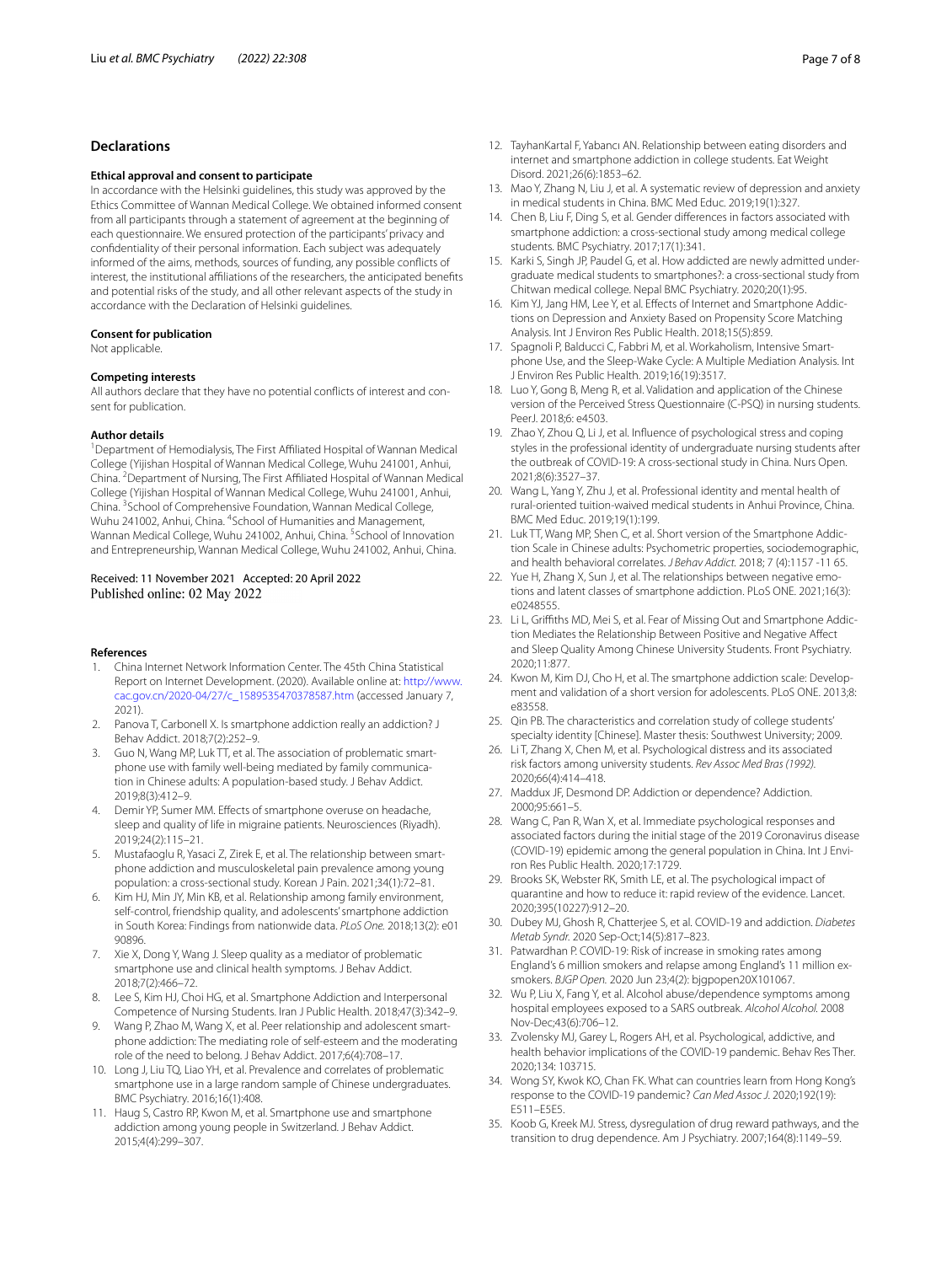## Declarations

### Ethical approval and consent to participate

In accordance with the Helsinki guidelines, this study was approved by the Ethics Committee of Wannan Medical College. We obtained informed consent from all participants through a statement of agreement at the beginning of each questionnaire. We ensured protection of the participants' privacy and confidentiality of their personal information. Each subject was adequately informed of the aims, methods, sources of funding, any possible conflicts of interest, the institutional affiliations of the researchers, the anticipated benefits and potential risks of the study, and all other relevant aspects of the study in accordance with the Declaration of Helsinki guidelines.

### Consent for publication

Not applicable.

### Competing interests

All authors declare that they have no potential conflicts of interest and consent for publication.

### Author details

[1]Department of Hemodialysis, The First Affiliated Hospital of Wannan Medical College (Yijishan Hospital of Wannan Medical College, Wuhu 241001, Anhui, China. [2]Department of Nursing, The First Affiliated Hospital of Wannan Medical College (Yijishan Hospital of Wannan Medical College, Wuhu 241001, Anhui, China. [3]School of Comprehensive Foundation, Wannan Medical College, Wuhu 241002, Anhui, China. [4]School of Humanities and Management, Wannan Medical College, Wuhu 241002, Anhui, China. [5]School of Innovation and Entrepreneurship, Wannan Medical College, Wuhu 241002, Anhui, China.

Received: 11 November 2021 Accepted: 20 April 2022
Published online: 02 May 2022

### References

1. China Internet Network Information Center. The 45th China Statistical Report on Internet Development. (2020). Available online at: http://www.cac.gov.cn/2020-04/27/c_1589535470378587.htm (accessed January 7, 2021).
2. Panova T, Carbonell X. Is smartphone addiction really an addiction? J Behav Addict. 2018;7(2):252–9.
3. Guo N, Wang MP, Luk TT, et al. The association of problematic smartphone use with family well-being mediated by family communication in Chinese adults: A population-based study. J Behav Addict. 2019;8(3):412–9.
4. Demir YP, Sumer MM. Effects of smartphone overuse on headache, sleep and quality of life in migraine patients. Neurosciences (Riyadh). 2019;24(2):115–21.
5. Mustafaoglu R, Yasaci Z, Zirek E, et al. The relationship between smartphone addiction and musculoskeletal pain prevalence among young population: a cross-sectional study. Korean J Pain. 2021;34(1):72–81.
6. Kim HJ, Min JY, Min KB, et al. Relationship among family environment, self-control, friendship quality, and adolescents' smartphone addiction in South Korea: Findings from nationwide data. *PLoS One.* 2018;13(2): e0190896.
7. Xie X, Dong Y, Wang J. Sleep quality as a mediator of problematic smartphone use and clinical health symptoms. J Behav Addict. 2018;7(2):466–72.
8. Lee S, Kim HJ, Choi HG, et al. Smartphone Addiction and Interpersonal Competence of Nursing Students. Iran J Public Health. 2018;47(3):342–9.
9. Wang P, Zhao M, Wang X, et al. Peer relationship and adolescent smartphone addiction: The mediating role of self-esteem and the moderating role of the need to belong. J Behav Addict. 2017;6(4):708–17.
10. Long J, Liu TQ, Liao YH, et al. Prevalence and correlates of problematic smartphone use in a large random sample of Chinese undergraduates. BMC Psychiatry. 2016;16(1):408.
11. Haug S, Castro RP, Kwon M, et al. Smartphone use and smartphone addiction among young people in Switzerland. J Behav Addict. 2015;4(4):299–307.
12. TayhanKartal F, Yabancı AN. Relationship between eating disorders and internet and smartphone addiction in college students. Eat Weight Disord. 2021;26(6):1853–62.
13. Mao Y, Zhang N, Liu J, et al. A systematic review of depression and anxiety in medical students in China. BMC Med Educ. 2019;19(1):327.
14. Chen B, Liu F, Ding S, et al. Gender differences in factors associated with smartphone addiction: a cross-sectional study among medical college students. BMC Psychiatry. 2017;17(1):341.
15. Karki S, Singh JP, Paudel G, et al. How addicted are newly admitted undergraduate medical students to smartphones?: a cross-sectional study from Chitwan medical college. Nepal BMC Psychiatry. 2020;20(1):95.
16. Kim YJ, Jang HM, Lee Y, et al. Effects of Internet and Smartphone Addictions on Depression and Anxiety Based on Propensity Score Matching Analysis. Int J Environ Res Public Health. 2018;15(5):859.
17. Spagnoli P, Balducci C, Fabbri M, et al. Workaholism, Intensive Smartphone Use, and the Sleep-Wake Cycle: A Multiple Mediation Analysis. Int J Environ Res Public Health. 2019;16(19):3517.
18. Luo Y, Gong B, Meng R, et al. Validation and application of the Chinese version of the Perceived Stress Questionnaire (C-PSQ) in nursing students. PeerJ. 2018;6: e4503.
19. Zhao Y, Zhou Q, Li J, et al. Influence of psychological stress and coping styles in the professional identity of undergraduate nursing students after the outbreak of COVID-19: A cross-sectional study in China. Nurs Open. 2021;8(6):3527–37.
20. Wang L, Yang Y, Zhu J, et al. Professional identity and mental health of rural-oriented tuition-waived medical students in Anhui Province, China. BMC Med Educ. 2019;19(1):199.
21. Luk TT, Wang MP, Shen C, et al. Short version of the Smartphone Addiction Scale in Chinese adults: Psychometric properties, sociodemographic, and health behavioral correlates. *J Behav Addict.* 2018; 7 (4):1157 -11 65.
22. Yue H, Zhang X, Sun J, et al. The relationships between negative emotions and latent classes of smartphone addiction. PLoS ONE. 2021;16(3): e0248555.
23. Li L, Griffiths MD, Mei S, et al. Fear of Missing Out and Smartphone Addiction Mediates the Relationship Between Positive and Negative Affect and Sleep Quality Among Chinese University Students. Front Psychiatry. 2020;11:877.
24. Kwon M, Kim DJ, Cho H, et al. The smartphone addiction scale: Development and validation of a short version for adolescents. PLoS ONE. 2013;8: e83558.
25. Qin PB. The characteristics and correlation study of college students' specialty identity [Chinese]. Master thesis: Southwest University; 2009.
26. Li T, Zhang X, Chen M, et al. Psychological distress and its associated risk factors among university students. *Rev Assoc Med Bras (1992).* 2020;66(4):414–418.
27. Maddux JF, Desmond DP. Addiction or dependence? Addiction. 2000;95:661–5.
28. Wang C, Pan R, Wan X, et al. Immediate psychological responses and associated factors during the initial stage of the 2019 Coronavirus disease (COVID-19) epidemic among the general population in China. Int J Environ Res Public Health. 2020;17:1729.
29. Brooks SK, Webster RK, Smith LE, et al. The psychological impact of quarantine and how to reduce it: rapid review of the evidence. Lancet. 2020;395(10227):912–20.
30. Dubey MJ, Ghosh R, Chatterjee S, et al. COVID-19 and addiction. *Diabetes Metab Syndr.* 2020 Sep-Oct;14(5):817–823.
31. Patwardhan P. COVID-19: Risk of increase in smoking rates among England's 6 million smokers and relapse among England's 11 million ex-smokers. *BJGP Open.* 2020 Jun 23;4(2): bjgpopen20X101067.
32. Wu P, Liu X, Fang Y, et al. Alcohol abuse/dependence symptoms among hospital employees exposed to a SARS outbreak. *Alcohol Alcohol.* 2008 Nov-Dec;43(6):706–12.
33. Zvolensky MJ, Garey L, Rogers AH, et al. Psychological, addictive, and health behavior implications of the COVID-19 pandemic. Behav Res Ther. 2020;134: 103715.
34. Wong SY, Kwok KO, Chan FK. What can countries learn from Hong Kong's response to the COVID-19 pandemic? *Can Med Assoc J.* 2020;192(19): E511–E5E5.
35. Koob G, Kreek MJ. Stress, dysregulation of drug reward pathways, and the transition to drug dependence. Am J Psychiatry. 2007;164(8):1149–59.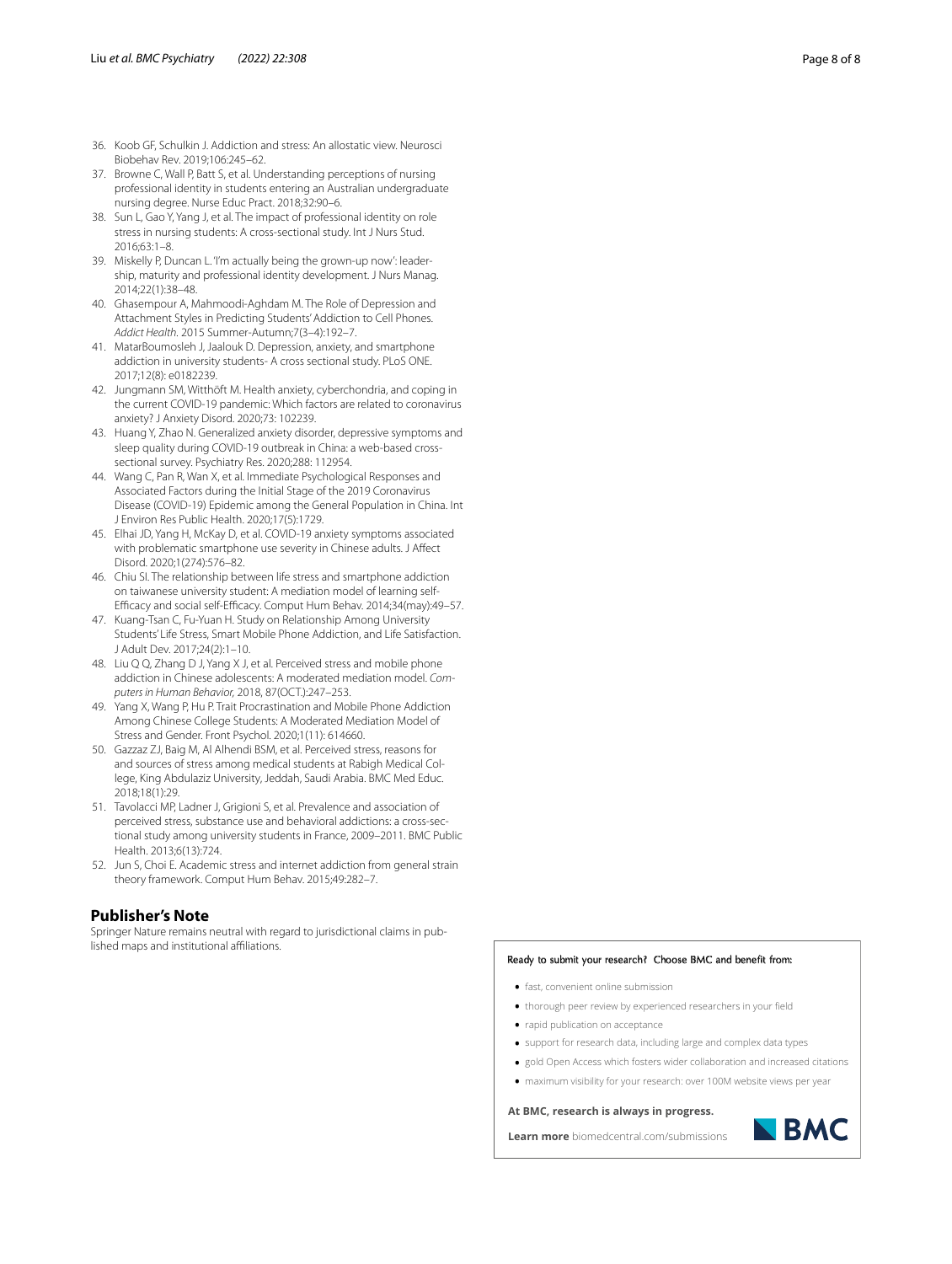36. Koob GF, Schulkin J. Addiction and stress: An allostatic view. Neurosci Biobehav Rev. 2019;106:245–62.
37. Browne C, Wall P, Batt S, et al. Understanding perceptions of nursing professional identity in students entering an Australian undergraduate nursing degree. Nurse Educ Pract. 2018;32:90–6.
38. Sun L, Gao Y, Yang J, et al. The impact of professional identity on role stress in nursing students: A cross-sectional study. Int J Nurs Stud. 2016;63:1–8.
39. Miskelly P, Duncan L. 'I'm actually being the grown-up now': leadership, maturity and professional identity development. J Nurs Manag. 2014;22(1):38–48.
40. Ghasempour A, Mahmoodi-Aghdam M. The Role of Depression and Attachment Styles in Predicting Students' Addiction to Cell Phones. *Addict Health*. 2015 Summer-Autumn;7(3–4):192–7.
41. MatarBoumosleh J, Jaalouk D. Depression, anxiety, and smartphone addiction in university students- A cross sectional study. PLoS ONE. 2017;12(8): e0182239.
42. Jungmann SM, Witthöft M. Health anxiety, cyberchondria, and coping in the current COVID-19 pandemic: Which factors are related to coronavirus anxiety? J Anxiety Disord. 2020;73: 102239.
43. Huang Y, Zhao N. Generalized anxiety disorder, depressive symptoms and sleep quality during COVID-19 outbreak in China: a web-based cross-sectional survey. Psychiatry Res. 2020;288: 112954.
44. Wang C, Pan R, Wan X, et al. Immediate Psychological Responses and Associated Factors during the Initial Stage of the 2019 Coronavirus Disease (COVID-19) Epidemic among the General Population in China. Int J Environ Res Public Health. 2020;17(5):1729.
45. Elhai JD, Yang H, McKay D, et al. COVID-19 anxiety symptoms associated with problematic smartphone use severity in Chinese adults. J Affect Disord. 2020;1(274):576–82.
46. Chiu SI. The relationship between life stress and smartphone addiction on taiwanese university student: A mediation model of learning self-Efficacy and social self-Efficacy. Comput Hum Behav. 2014;34(may):49–57.
47. Kuang-Tsan C, Fu-Yuan H. Study on Relationship Among University Students' Life Stress, Smart Mobile Phone Addiction, and Life Satisfaction. J Adult Dev. 2017;24(2):1–10.
48. Liu Q Q, Zhang D J, Yang X J, et al. Perceived stress and mobile phone addiction in Chinese adolescents: A moderated mediation model. *Computers in Human Behavior,* 2018, 87(OCT.):247–253.
49. Yang X, Wang P, Hu P. Trait Procrastination and Mobile Phone Addiction Among Chinese College Students: A Moderated Mediation Model of Stress and Gender. Front Psychol. 2020;1(11): 614660.
50. Gazzaz ZJ, Baig M, Al Alhendi BSM, et al. Perceived stress, reasons for and sources of stress among medical students at Rabigh Medical College, King Abdulaziz University, Jeddah, Saudi Arabia. BMC Med Educ. 2018;18(1):29.
51. Tavolacci MP, Ladner J, Grigioni S, et al. Prevalence and association of perceived stress, substance use and behavioral addictions: a cross-sectional study among university students in France, 2009–2011. BMC Public Health. 2013;6(13):724.
52. Jun S, Choi E. Academic stress and internet addiction from general strain theory framework. Comput Hum Behav. 2015;49:282–7.

## Publisher's Note

Springer Nature remains neutral with regard to jurisdictional claims in published maps and institutional affiliations.

Ready to submit your research? Choose BMC and benefit from:

- fast, convenient online submission
- thorough peer review by experienced researchers in your field
- rapid publication on acceptance
- support for research data, including large and complex data types
- gold Open Access which fosters wider collaboration and increased citations
- maximum visibility for your research: over 100M website views per year

**At BMC, research is always in progress.**

**Learn more** biomedcentral.com/submissions